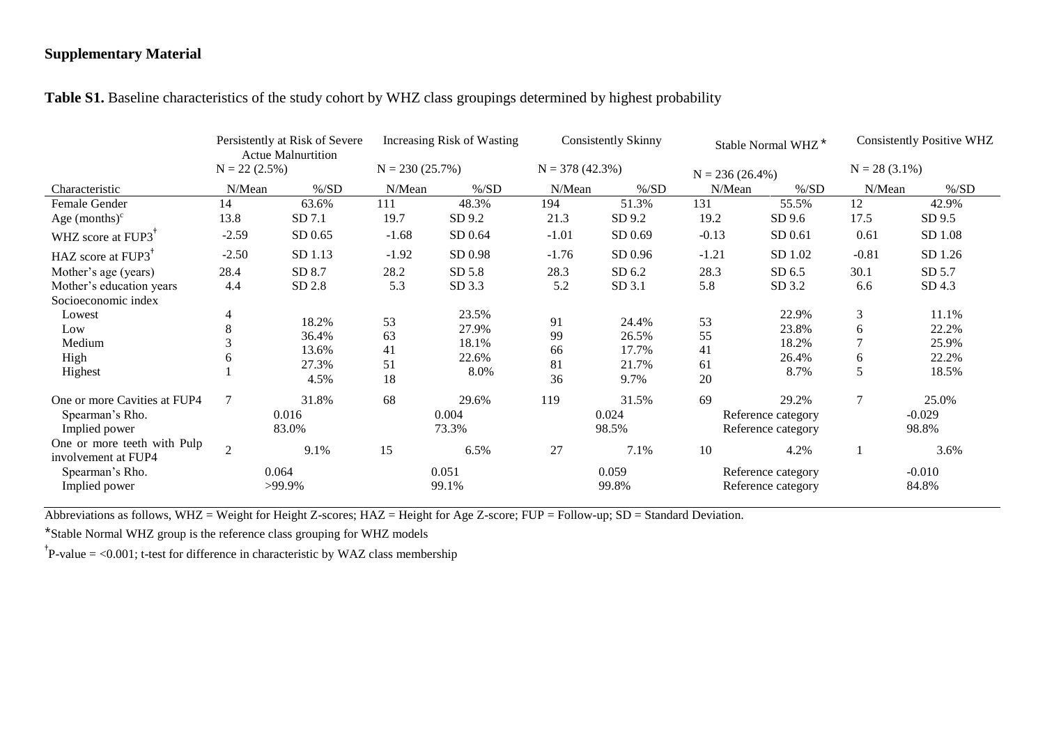**Supplementary Material**

**Table S1.** Baseline characteristics of the study cohort by WHZ class groupings determined by highest probability

| | Persistently at Risk of Severe Actue Malnurtition N = 22 (2.5%) | | Increasing Risk of Wasting N = 230 (25.7%) | | Consistently Skinny N = 378 (42.3%) | | Stable Normal WHZ* N = 236 (26.4%) | | Consistently Positive WHZ N = 28 (3.1%) | |
|---|---|---|---|---|---|---|---|---|---|---|
| Characteristic | N/Mean | %/SD | N/Mean | %/SD | N/Mean | %/SD | N/Mean | %/SD | N/Mean | %/SD |
| Female Gender | 14 | 63.6% | 111 | 48.3% | 194 | 51.3% | 131 | 55.5% | 12 | 42.9% |
| Age (months)[c] | 13.8 | SD 7.1 | 19.7 | SD 9.2 | 21.3 | SD 9.2 | 19.2 | SD 9.6 | 17.5 | SD 9.5 |
| WHZ score at FUP3[†] | -2.59 | SD 0.65 | -1.68 | SD 0.64 | -1.01 | SD 0.69 | -0.13 | SD 0.61 | 0.61 | SD 1.08 |
| HAZ score at FUP3[†] | -2.50 | SD 1.13 | -1.92 | SD 0.98 | -1.76 | SD 0.96 | -1.21 | SD 1.02 | -0.81 | SD 1.26 |
| Mother's age (years) | 28.4 | SD 8.7 | 28.2 | SD 5.8 | 28.3 | SD 6.2 | 28.3 | SD 6.5 | 30.1 | SD 5.7 |
| Mother's education years | 4.4 | SD 2.8 | 5.3 | SD 3.3 | 5.2 | SD 3.1 | 5.8 | SD 3.2 | 6.6 | SD 4.3 |
| Socioeconomic index | | | | | | | | | | |
| Lowest | 4 | 18.2% | 53 | 23.5% | 91 | 24.4% | 53 | 22.9% | 3 | 11.1% |
| Low | 8 | 36.4% | 63 | 27.9% | 99 | 26.5% | 55 | 23.8% | 6 | 22.2% |
| Medium | 3 | 13.6% | 41 | 18.1% | 66 | 17.7% | 41 | 18.2% | 7 | 25.9% |
| High | 6 | 27.3% | 51 | 22.6% | 81 | 21.7% | 61 | 26.4% | 6 | 22.2% |
| Highest | 1 | 4.5% | 18 | 8.0% | 36 | 9.7% | 20 | 8.7% | 5 | 18.5% |
| One or more Cavities at FUP4 | 7 | 31.8% | 68 | 29.6% | 119 | 31.5% | 69 | 29.2% | 7 | 25.0% |
| Spearman's Rho. | 0.016 | | 0.004 | | 0.024 | | Reference category | | -0.029 | |
| Implied power | 83.0% | | 73.3% | | 98.5% | | Reference category | | 98.8% | |
| One or more teeth with Pulp involvement at FUP4 | 2 | 9.1% | 15 | 6.5% | 27 | 7.1% | 10 | 4.2% | 1 | 3.6% |
| Spearman's Rho. | 0.064 | | 0.051 | | 0.059 | | Reference category | | -0.010 | |
| Implied power | >99.9% | | 99.1% | | 99.8% | | Reference category | | 84.8% | |

Abbreviations as follows, WHZ = Weight for Height Z-scores; HAZ = Height for Age Z-score; FUP = Follow-up; SD = Standard Deviation.

*Stable Normal WHZ group is the reference class grouping for WHZ models

[†]P-value = <0.001; t-test for difference in characteristic by WAZ class membership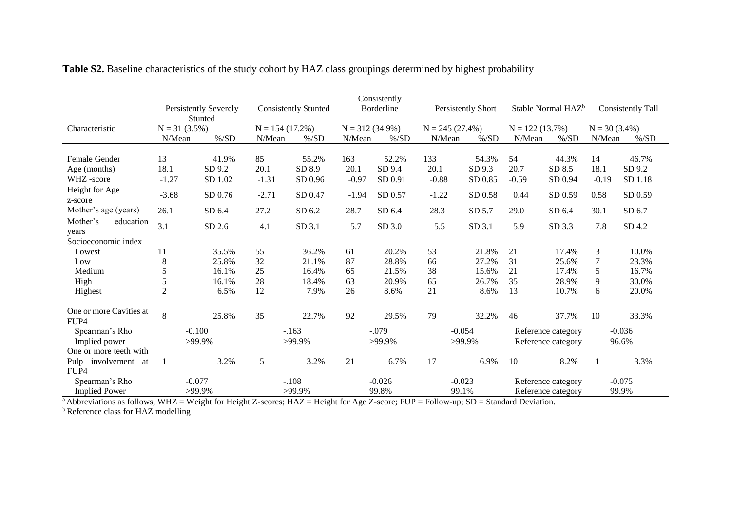**Table S2.** Baseline characteristics of the study cohort by HAZ class groupings determined by highest probability

| Characteristic | Persistently Severely Stunted | | Consistently Stunted | | Consistently Borderline | | Persistently Short | | Stable Normal HAZ[b] | | Consistently Tall | |
|---|---|---|---|---|---|---|---|---|---|---|---|---|
| | N = 31 (3.5%) | | N = 154 (17.2%) | | N = 312 (34.9%) | | N = 245 (27.4%) | | N = 122 (13.7%) | | N = 30 (3.4%) | |
| | N/Mean | %/SD | N/Mean | %/SD | N/Mean | %/SD | N/Mean | %/SD | N/Mean | %/SD | N/Mean | %/SD |
| Female Gender | 13 | 41.9% | 85 | 55.2% | 163 | 52.2% | 133 | 54.3% | 54 | 44.3% | 14 | 46.7% |
| Age (months) | 18.1 | SD 9.2 | 20.1 | SD 8.9 | 20.1 | SD 9.4 | 20.1 | SD 9.3 | 20.7 | SD 8.5 | 18.1 | SD 9.2 |
| WHZ -score | -1.27 | SD 1.02 | -1.31 | SD 0.96 | -0.97 | SD 0.91 | -0.88 | SD 0.85 | -0.59 | SD 0.94 | -0.19 | SD 1.18 |
| Height for Age z-score | -3.68 | SD 0.76 | -2.71 | SD 0.47 | -1.94 | SD 0.57 | -1.22 | SD 0.58 | 0.44 | SD 0.59 | 0.58 | SD 0.59 |
| Mother's age (years) | 26.1 | SD 6.4 | 27.2 | SD 6.2 | 28.7 | SD 6.4 | 28.3 | SD 5.7 | 29.0 | SD 6.4 | 30.1 | SD 6.7 |
| Mother's education years | 3.1 | SD 2.6 | 4.1 | SD 3.1 | 5.7 | SD 3.0 | 5.5 | SD 3.1 | 5.9 | SD 3.3 | 7.8 | SD 4.2 |
| Socioeconomic index | | | | | | | | | | | | |
| Lowest | 11 | 35.5% | 55 | 36.2% | 61 | 20.2% | 53 | 21.8% | 21 | 17.4% | 3 | 10.0% |
| Low | 8 | 25.8% | 32 | 21.1% | 87 | 28.8% | 66 | 27.2% | 31 | 25.6% | 7 | 23.3% |
| Medium | 5 | 16.1% | 25 | 16.4% | 65 | 21.5% | 38 | 15.6% | 21 | 17.4% | 5 | 16.7% |
| High | 5 | 16.1% | 28 | 18.4% | 63 | 20.9% | 65 | 26.7% | 35 | 28.9% | 9 | 30.0% |
| Highest | 2 | 6.5% | 12 | 7.9% | 26 | 8.6% | 21 | 8.6% | 13 | 10.7% | 6 | 20.0% |
| One or more Cavities at FUP4 | 8 | 25.8% | 35 | 22.7% | 92 | 29.5% | 79 | 32.2% | 46 | 37.7% | 10 | 33.3% |
| Spearman's Rho | -0.100 | | -.163 | | -.079 | | -0.054 | | Reference category | | -0.036 | |
| Implied power | >99.9% | | >99.9% | | >99.9% | | >99.9% | | Reference category | | 96.6% | |
| One or more teeth with Pulp involvement at FUP4 | 1 | 3.2% | 5 | 3.2% | 21 | 6.7% | 17 | 6.9% | 10 | 8.2% | 1 | 3.3% |
| Spearman's Rho | -0.077 | | -.108 | | -0.026 | | -0.023 | | Reference category | | -0.075 | |
| Implied Power | >99.9% | | >99.9% | | 99.8% | | 99.1% | | Reference category | | 99.9% | |

[a] Abbreviations as follows, WHZ = Weight for Height Z-scores; HAZ = Height for Age Z-score; FUP = Follow-up; SD = Standard Deviation.
[b] Reference class for HAZ modelling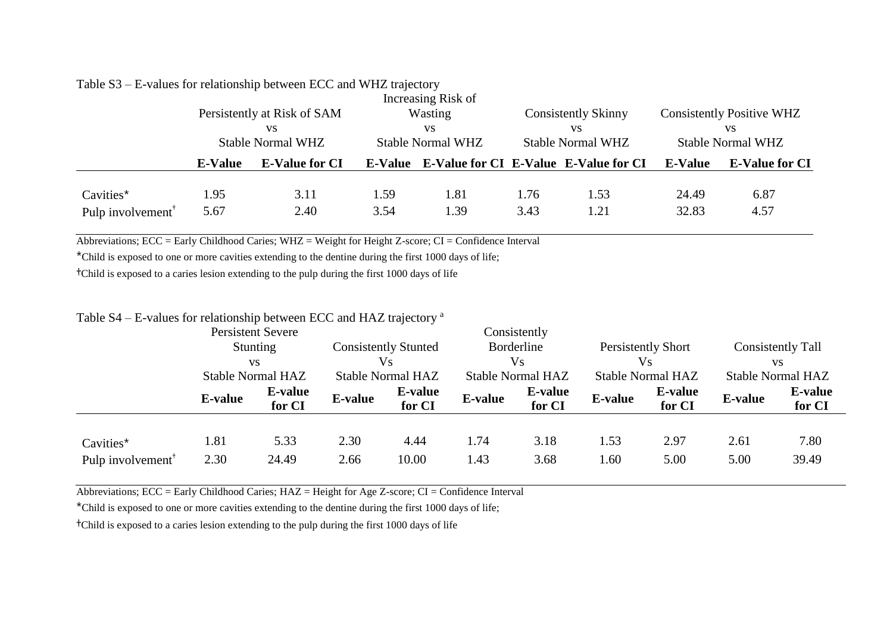Table S3 – E-values for relationship between ECC and WHZ trajectory

| | Persistently at Risk of SAM vs Stable Normal WHZ | | Increasing Risk of Wasting vs Stable Normal WHZ | | Consistently Skinny vs Stable Normal WHZ | | Consistently Positive WHZ vs Stable Normal WHZ | |
|---|---|---|---|---|---|---|---|---|
| | **E-Value** | **E-Value for CI** | **E-Value** | **E-Value for CI** | **E-Value** | **E-Value for CI** | **E-Value** | **E-Value for CI** |
| Cavities* | 1.95 | 3.11 | 1.59 | 1.81 | 1.76 | 1.53 | 24.49 | 6.87 |
| Pulp involvement† | 5.67 | 2.40 | 3.54 | 1.39 | 3.43 | 1.21 | 32.83 | 4.57 |

Abbreviations; ECC = Early Childhood Caries; WHZ = Weight for Height Z-score; CI = Confidence Interval

*Child is exposed to one or more cavities extending to the dentine during the first 1000 days of life;

†Child is exposed to a caries lesion extending to the pulp during the first 1000 days of life

Table S4 – E-values for relationship between ECC and HAZ trajectory [a]

| | Persistent Severe Stunting vs Stable Normal HAZ | | Consistently Stunted Vs Stable Normal HAZ | | Consistently Borderline Vs Stable Normal HAZ | | Persistently Short Vs Stable Normal HAZ | | Consistently Tall vs Stable Normal HAZ | |
|---|---|---|---|---|---|---|---|---|---|---|
| | **E-value** | **E-value for CI** | **E-value** | **E-value for CI** | **E-value** | **E-value for CI** | **E-value** | **E-value for CI** | **E-value** | **E-value for CI** |
| Cavities* | 1.81 | 5.33 | 2.30 | 4.44 | 1.74 | 3.18 | 1.53 | 2.97 | 2.61 | 7.80 |
| Pulp involvement† | 2.30 | 24.49 | 2.66 | 10.00 | 1.43 | 3.68 | 1.60 | 5.00 | 5.00 | 39.49 |

Abbreviations; ECC = Early Childhood Caries; HAZ = Height for Age Z-score; CI = Confidence Interval

*Child is exposed to one or more cavities extending to the dentine during the first 1000 days of life;

†Child is exposed to a caries lesion extending to the pulp during the first 1000 days of life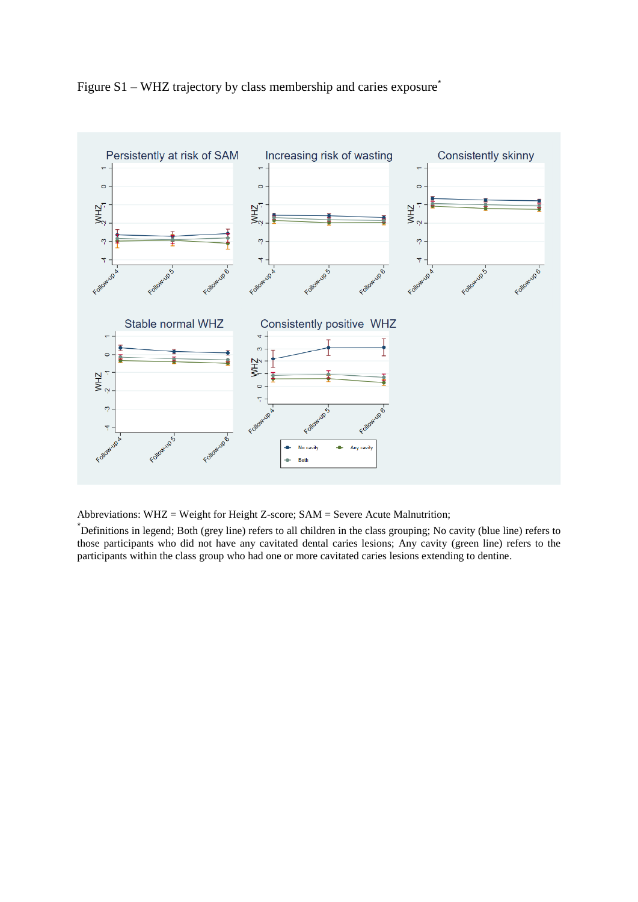Figure S1 – WHZ trajectory by class membership and caries exposure*

Abbreviations: WHZ = Weight for Height Z-score; SAM = Severe Acute Malnutrition;

*Definitions in legend; Both (grey line) refers to all children in the class grouping; No cavity (blue line) refers to those participants who did not have any cavitated dental caries lesions; Any cavity (green line) refers to the participants within the class group who had one or more cavitated caries lesions extending to dentine.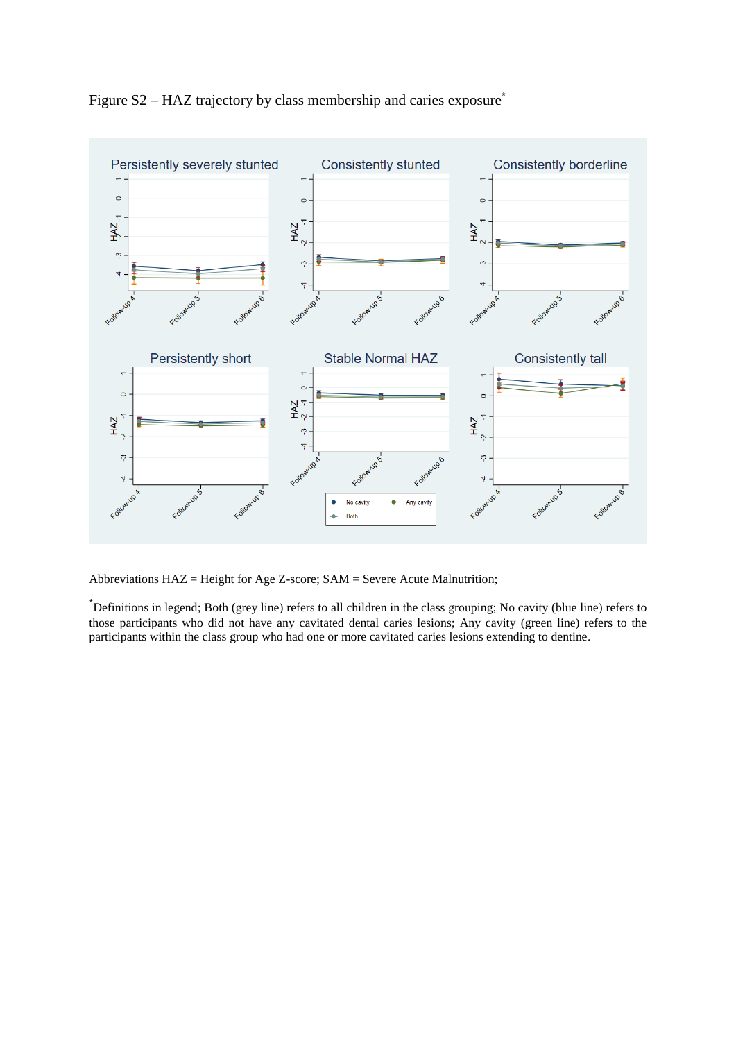Figure S2 – HAZ trajectory by class membership and caries exposure*

Persistently severely stunted

Consistently stunted

Consistently borderline

Persistently short

Stable Normal HAZ

Consistently tall

HAZ

1
0
-1
-2
-3
-4

Follow-up 4
Follow-up 5
Follow-up 6

No cavity
Any cavity
Both

Abbreviations HAZ = Height for Age Z-score; SAM = Severe Acute Malnutrition;

*Definitions in legend; Both (grey line) refers to all children in the class grouping; No cavity (blue line) refers to those participants who did not have any cavitated dental caries lesions; Any cavity (green line) refers to the participants within the class group who had one or more cavitated caries lesions extending to dentine.